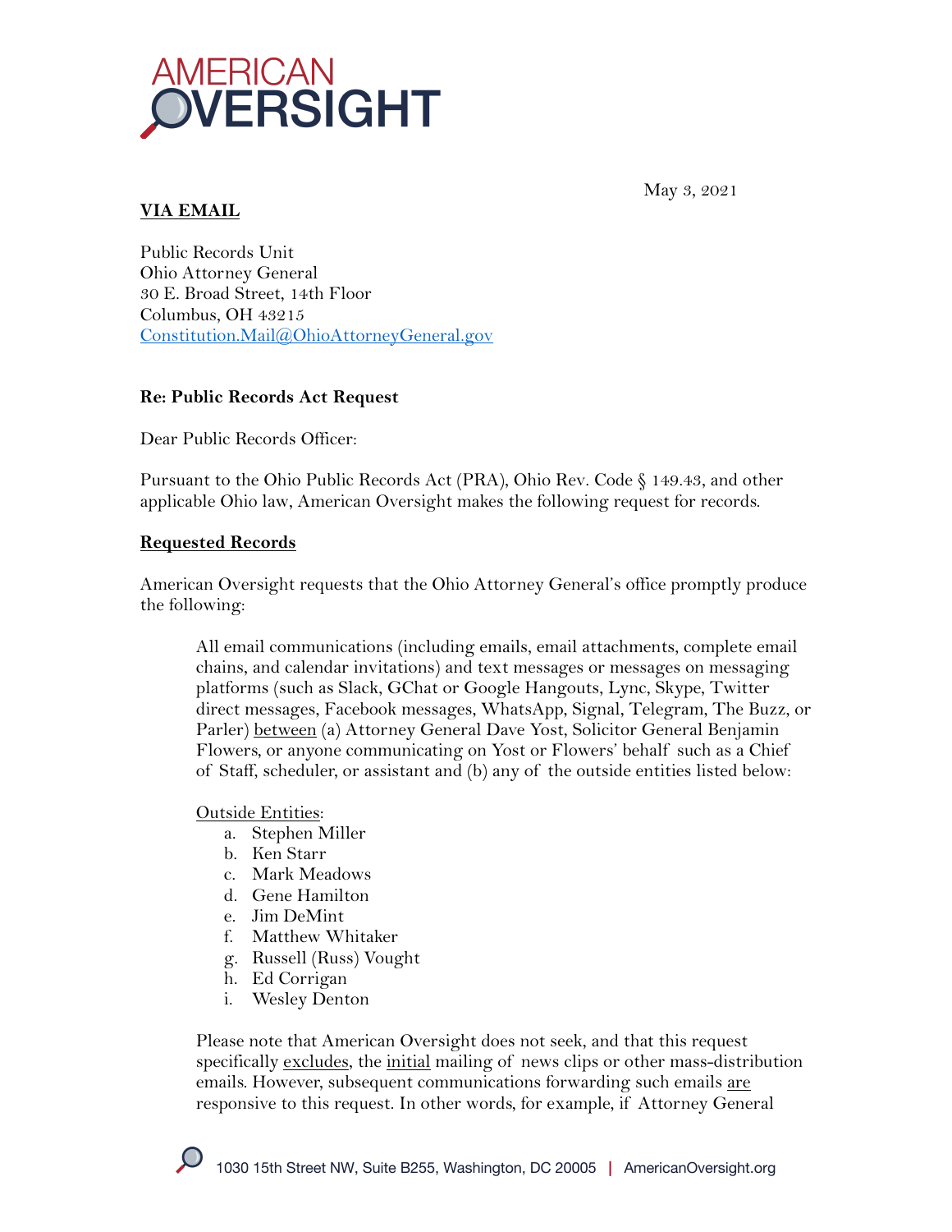AMERICAN OVERSIGHT

May 3, 2021

**VIA EMAIL**

Public Records Unit
Ohio Attorney General
30 E. Broad Street, 14th Floor
Columbus, OH 43215
Constitution.Mail@OhioAttorneyGeneral.gov

**Re: Public Records Act Request**

Dear Public Records Officer:

Pursuant to the Ohio Public Records Act (PRA), Ohio Rev. Code § 149.43, and other applicable Ohio law, American Oversight makes the following request for records.

**Requested Records**

American Oversight requests that the Ohio Attorney General's office promptly produce the following:

> All email communications (including emails, email attachments, complete email chains, and calendar invitations) and text messages or messages on messaging platforms (such as Slack, GChat or Google Hangouts, Lync, Skype, Twitter direct messages, Facebook messages, WhatsApp, Signal, Telegram, The Buzz, or Parler) between (a) Attorney General Dave Yost, Solicitor General Benjamin Flowers, or anyone communicating on Yost or Flowers' behalf such as a Chief of Staff, scheduler, or assistant and (b) any of the outside entities listed below:
>
> Outside Entities:
>
> a. Stephen Miller
> b. Ken Starr
> c. Mark Meadows
> d. Gene Hamilton
> e. Jim DeMint
> f. Matthew Whitaker
> g. Russell (Russ) Vought
> h. Ed Corrigan
> i. Wesley Denton
>
> Please note that American Oversight does not seek, and that this request specifically excludes, the initial mailing of news clips or other mass-distribution emails. However, subsequent communications forwarding such emails are responsive to this request. In other words, for example, if Attorney General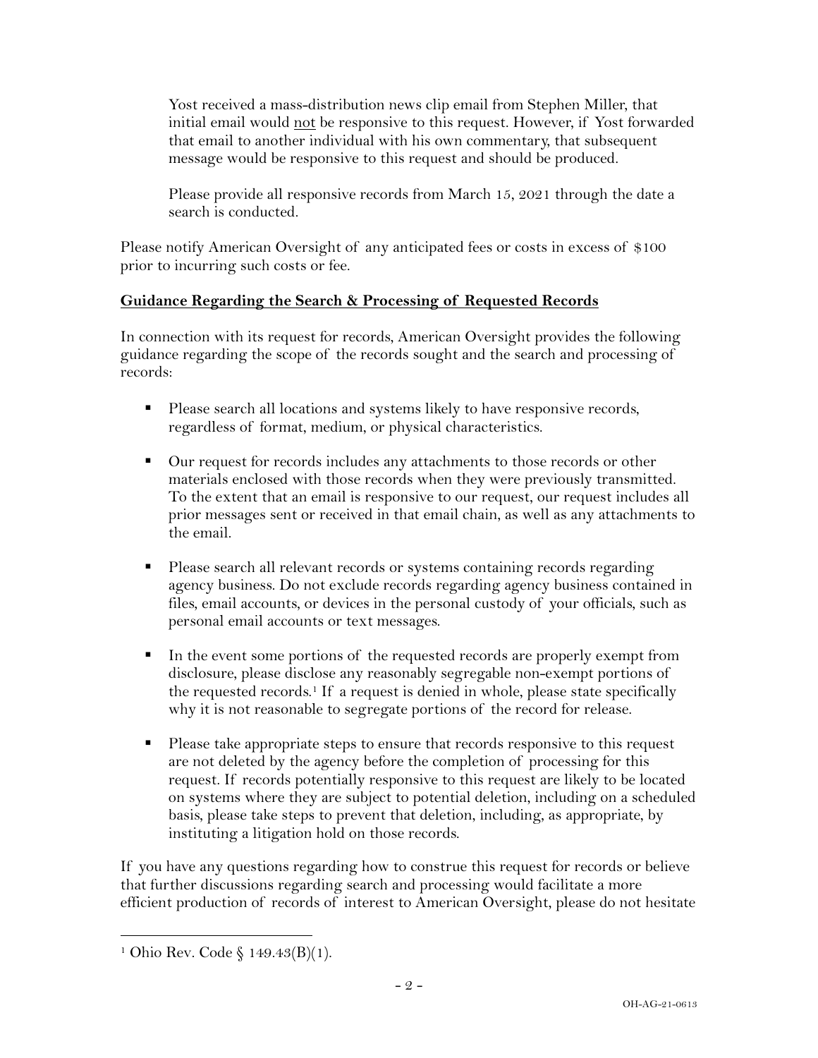Yost received a mass-distribution news clip email from Stephen Miller, that initial email would not be responsive to this request. However, if Yost forwarded that email to another individual with his own commentary, that subsequent message would be responsive to this request and should be produced.

Please provide all responsive records from March 15, 2021 through the date a search is conducted.

Please notify American Oversight of any anticipated fees or costs in excess of $100 prior to incurring such costs or fee.

**Guidance Regarding the Search & Processing of Requested Records**

In connection with its request for records, American Oversight provides the following guidance regarding the scope of the records sought and the search and processing of records:

- Please search all locations and systems likely to have responsive records, regardless of format, medium, or physical characteristics.
- Our request for records includes any attachments to those records or other materials enclosed with those records when they were previously transmitted. To the extent that an email is responsive to our request, our request includes all prior messages sent or received in that email chain, as well as any attachments to the email.
- Please search all relevant records or systems containing records regarding agency business. Do not exclude records regarding agency business contained in files, email accounts, or devices in the personal custody of your officials, such as personal email accounts or text messages.
- In the event some portions of the requested records are properly exempt from disclosure, please disclose any reasonably segregable non-exempt portions of the requested records.[1] If a request is denied in whole, please state specifically why it is not reasonable to segregate portions of the record for release.
- Please take appropriate steps to ensure that records responsive to this request are not deleted by the agency before the completion of processing for this request. If records potentially responsive to this request are likely to be located on systems where they are subject to potential deletion, including on a scheduled basis, please take steps to prevent that deletion, including, as appropriate, by instituting a litigation hold on those records.

If you have any questions regarding how to construe this request for records or believe that further discussions regarding search and processing would facilitate a more efficient production of records of interest to American Oversight, please do not hesitate

[1] Ohio Rev. Code § 149.43(B)(1).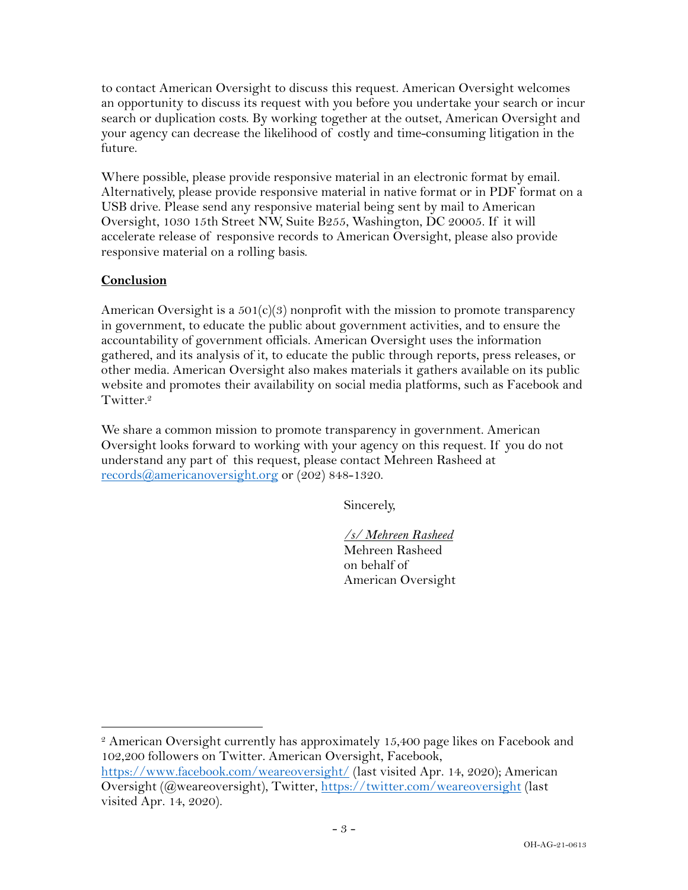to contact American Oversight to discuss this request. American Oversight welcomes an opportunity to discuss its request with you before you undertake your search or incur search or duplication costs. By working together at the outset, American Oversight and your agency can decrease the likelihood of costly and time-consuming litigation in the future.

Where possible, please provide responsive material in an electronic format by email. Alternatively, please provide responsive material in native format or in PDF format on a USB drive. Please send any responsive material being sent by mail to American Oversight, 1030 15th Street NW, Suite B255, Washington, DC 20005. If it will accelerate release of responsive records to American Oversight, please also provide responsive material on a rolling basis.

## Conclusion

American Oversight is a 501(c)(3) nonprofit with the mission to promote transparency in government, to educate the public about government activities, and to ensure the accountability of government officials. American Oversight uses the information gathered, and its analysis of it, to educate the public through reports, press releases, or other media. American Oversight also makes materials it gathers available on its public website and promotes their availability on social media platforms, such as Facebook and Twitter.[2]

We share a common mission to promote transparency in government. American Oversight looks forward to working with your agency on this request. If you do not understand any part of this request, please contact Mehreen Rasheed at records@americanoversight.org or (202) 848-1320.

Sincerely,

*/s/ Mehreen Rasheed*
Mehreen Rasheed
on behalf of
American Oversight

---

[2] American Oversight currently has approximately 15,400 page likes on Facebook and 102,200 followers on Twitter. American Oversight, Facebook, https://www.facebook.com/weareoversight/ (last visited Apr. 14, 2020); American Oversight (@weareoversight), Twitter, https://twitter.com/weareoversight (last visited Apr. 14, 2020).

OH-AG-21-0613